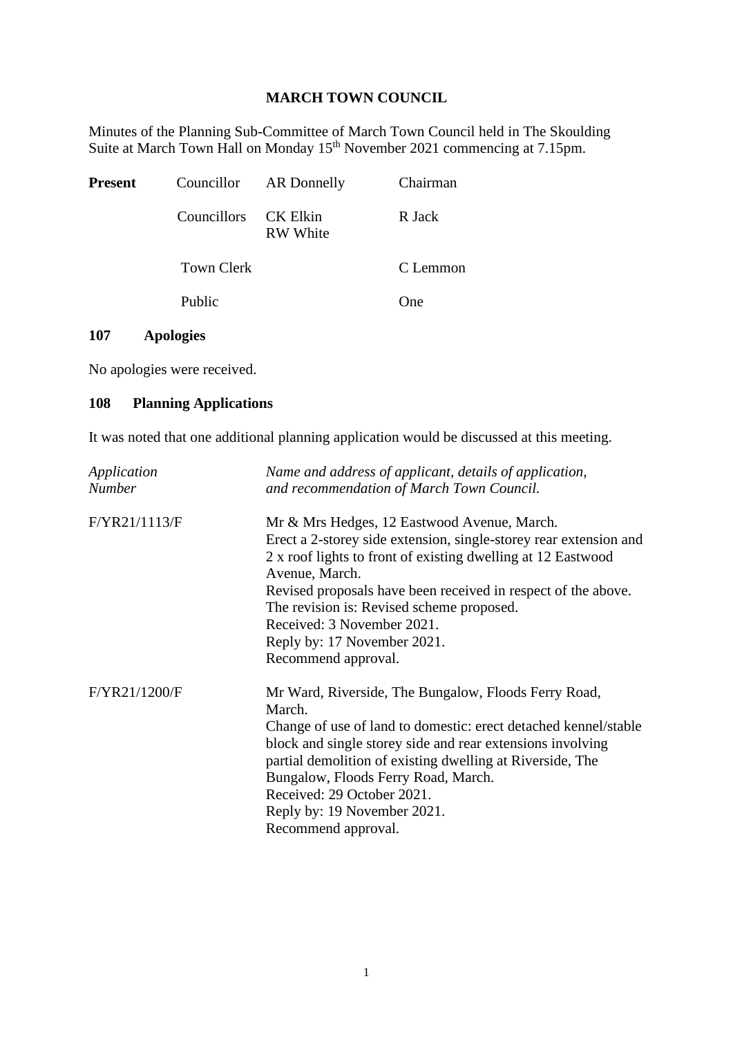# MARCH TOWN COUNCIL

Minutes of the Planning Sub-Committee of March Town Council held in The Skoulding Suite at March Town Hall on Monday 15th November 2021 commencing at 7.15pm.

| **Present** | Councillor | AR Donnelly | Chairman |
|---|---|---|---|
| | Councillors | CK Elkin<br>RW White | R Jack |
| | Town Clerk | | C Lemmon |
| | Public | | One |

## 107 Apologies

No apologies were received.

## 108 Planning Applications

It was noted that one additional planning application would be discussed at this meeting.

| *Application Number* | *Name and address of applicant, details of application, and recommendation of March Town Council.* |
|---|---|
| F/YR21/1113/F | Mr & Mrs Hedges, 12 Eastwood Avenue, March.<br>Erect a 2-storey side extension, single-storey rear extension and 2 x roof lights to front of existing dwelling at 12 Eastwood Avenue, March.<br>Revised proposals have been received in respect of the above.<br>The revision is: Revised scheme proposed.<br>Received: 3 November 2021.<br>Reply by: 17 November 2021.<br>Recommend approval. |
| F/YR21/1200/F | Mr Ward, Riverside, The Bungalow, Floods Ferry Road, March.<br>Change of use of land to domestic: erect detached kennel/stable block and single storey side and rear extensions involving partial demolition of existing dwelling at Riverside, The Bungalow, Floods Ferry Road, March.<br>Received: 29 October 2021.<br>Reply by: 19 November 2021.<br>Recommend approval. |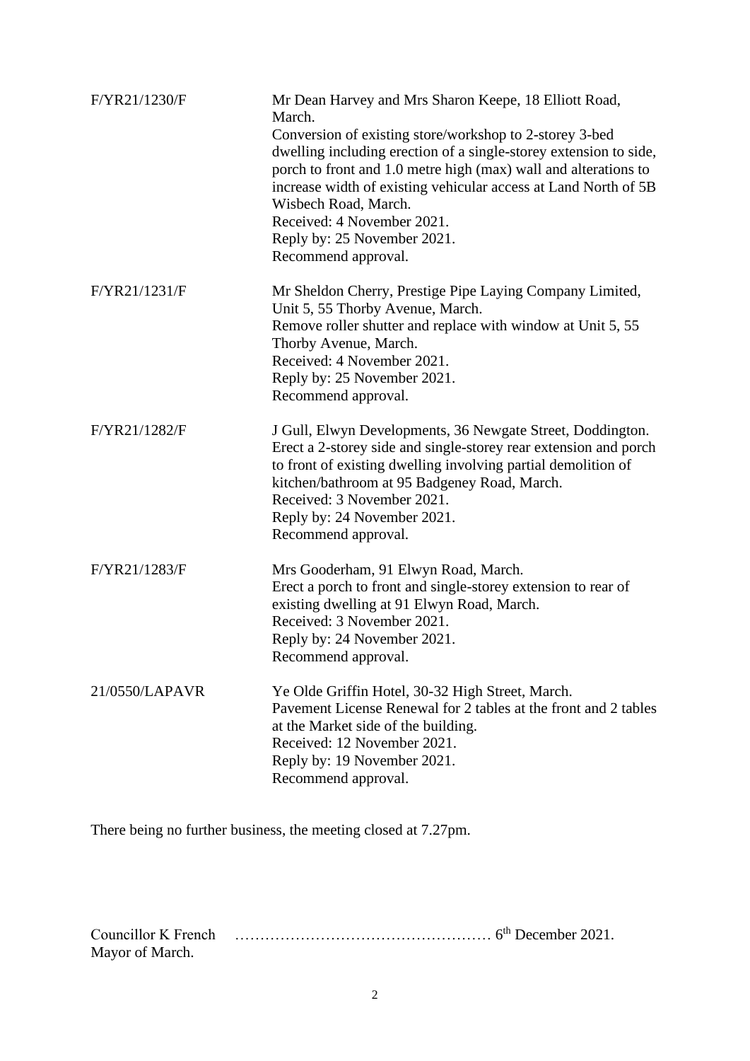| | |
|---|---|
| F/YR21/1230/F | Mr Dean Harvey and Mrs Sharon Keepe, 18 Elliott Road, March.<br>Conversion of existing store/workshop to 2-storey 3-bed dwelling including erection of a single-storey extension to side, porch to front and 1.0 metre high (max) wall and alterations to increase width of existing vehicular access at Land North of 5B Wisbech Road, March.<br>Received: 4 November 2021.<br>Reply by: 25 November 2021.<br>Recommend approval. |
| F/YR21/1231/F | Mr Sheldon Cherry, Prestige Pipe Laying Company Limited, Unit 5, 55 Thorby Avenue, March.<br>Remove roller shutter and replace with window at Unit 5, 55 Thorby Avenue, March.<br>Received: 4 November 2021.<br>Reply by: 25 November 2021.<br>Recommend approval. |
| F/YR21/1282/F | J Gull, Elwyn Developments, 36 Newgate Street, Doddington.<br>Erect a 2-storey side and single-storey rear extension and porch to front of existing dwelling involving partial demolition of kitchen/bathroom at 95 Badgeney Road, March.<br>Received: 3 November 2021.<br>Reply by: 24 November 2021.<br>Recommend approval. |
| F/YR21/1283/F | Mrs Gooderham, 91 Elwyn Road, March.<br>Erect a porch to front and single-storey extension to rear of existing dwelling at 91 Elwyn Road, March.<br>Received: 3 November 2021.<br>Reply by: 24 November 2021.<br>Recommend approval. |
| 21/0550/LAPAVR | Ye Olde Griffin Hotel, 30-32 High Street, March.<br>Pavement License Renewal for 2 tables at the front and 2 tables at the Market side of the building.<br>Received: 12 November 2021.<br>Reply by: 19 November 2021.<br>Recommend approval. |

There being no further business, the meeting closed at 7.27pm.

Councillor K French ……………………………………………… 6th December 2021.
Mayor of March.